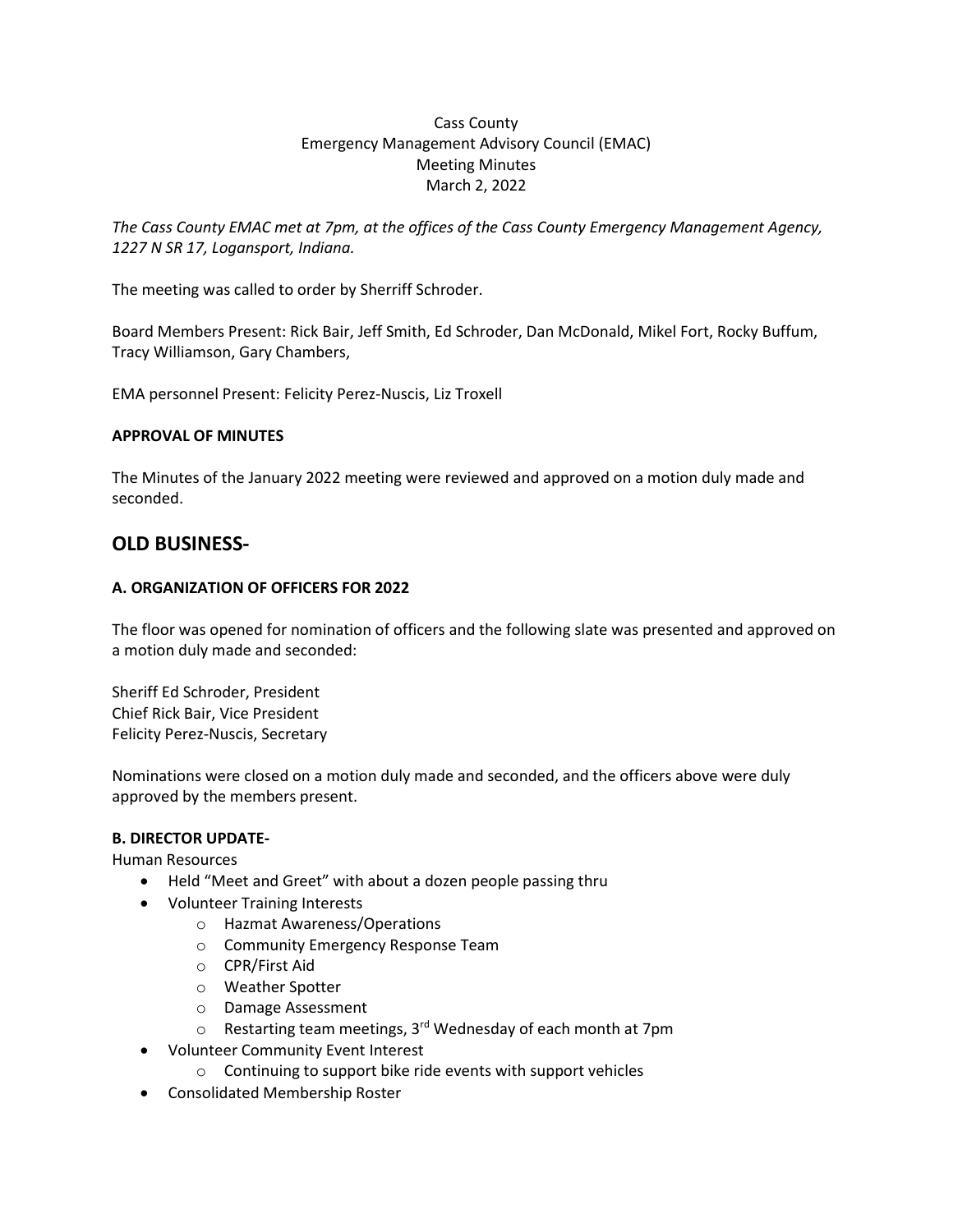Cass County
Emergency Management Advisory Council (EMAC)
Meeting Minutes
March 2, 2022

*The Cass County EMAC met at 7pm, at the offices of the Cass County Emergency Management Agency, 1227 N SR 17, Logansport, Indiana.*

The meeting was called to order by Sherriff Schroder.

Board Members Present: Rick Bair, Jeff Smith, Ed Schroder, Dan McDonald, Mikel Fort, Rocky Buffum, Tracy Williamson, Gary Chambers,

EMA personnel Present: Felicity Perez-Nuscis, Liz Troxell

**APPROVAL OF MINUTES**

The Minutes of the January 2022 meeting were reviewed and approved on a motion duly made and seconded.

## OLD BUSINESS-

**A. ORGANIZATION OF OFFICERS FOR 2022**

The floor was opened for nomination of officers and the following slate was presented and approved on a motion duly made and seconded:

Sheriff Ed Schroder, President
Chief Rick Bair, Vice President
Felicity Perez-Nuscis, Secretary

Nominations were closed on a motion duly made and seconded, and the officers above were duly approved by the members present.

**B. DIRECTOR UPDATE-**

Human Resources

- Held "Meet and Greet" with about a dozen people passing thru
- Volunteer Training Interests
    - Hazmat Awareness/Operations
    - Community Emergency Response Team
    - CPR/First Aid
    - Weather Spotter
    - Damage Assessment
    - Restarting team meetings, 3rd Wednesday of each month at 7pm
- Volunteer Community Event Interest
    - Continuing to support bike ride events with support vehicles
- Consolidated Membership Roster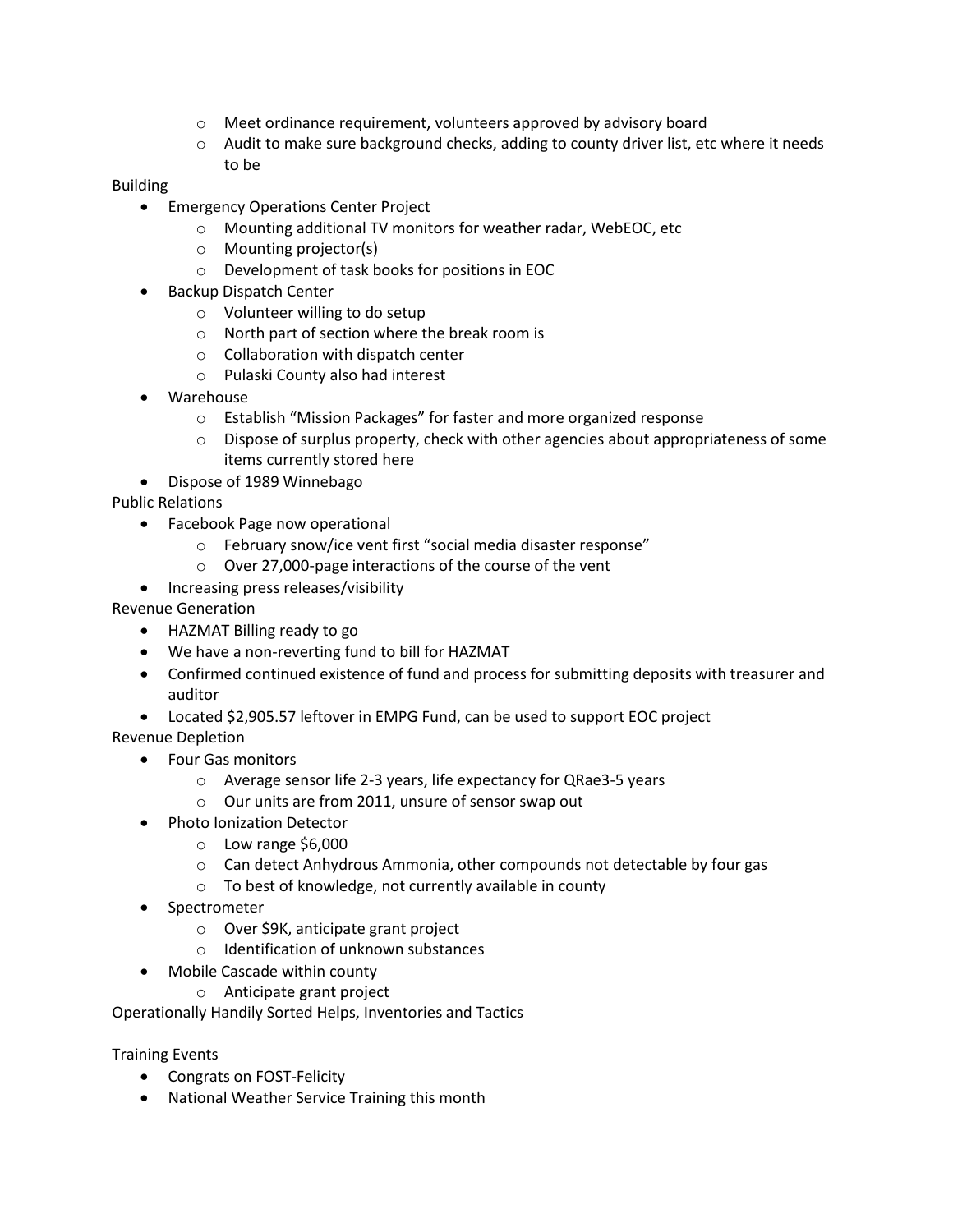- Meet ordinance requirement, volunteers approved by advisory board
  - Audit to make sure background checks, adding to county driver list, etc where it needs to be

Building

- Emergency Operations Center Project
  - Mounting additional TV monitors for weather radar, WebEOC, etc
  - Mounting projector(s)
  - Development of task books for positions in EOC
- Backup Dispatch Center
  - Volunteer willing to do setup
  - North part of section where the break room is
  - Collaboration with dispatch center
  - Pulaski County also had interest
- Warehouse
  - Establish "Mission Packages" for faster and more organized response
  - Dispose of surplus property, check with other agencies about appropriateness of some items currently stored here
- Dispose of 1989 Winnebago

Public Relations

- Facebook Page now operational
  - February snow/ice vent first "social media disaster response"
  - Over 27,000-page interactions of the course of the vent
- Increasing press releases/visibility

Revenue Generation

- HAZMAT Billing ready to go
- We have a non-reverting fund to bill for HAZMAT
- Confirmed continued existence of fund and process for submitting deposits with treasurer and auditor
- Located $2,905.57 leftover in EMPG Fund, can be used to support EOC project

Revenue Depletion

- Four Gas monitors
  - Average sensor life 2-3 years, life expectancy for QRae3-5 years
  - Our units are from 2011, unsure of sensor swap out
- Photo Ionization Detector
  - Low range $6,000
  - Can detect Anhydrous Ammonia, other compounds not detectable by four gas
  - To best of knowledge, not currently available in county
- Spectrometer
  - Over $9K, anticipate grant project
  - Identification of unknown substances
- Mobile Cascade within county
  - Anticipate grant project

Operationally Handily Sorted Helps, Inventories and Tactics

Training Events

- Congrats on FOST-Felicity
- National Weather Service Training this month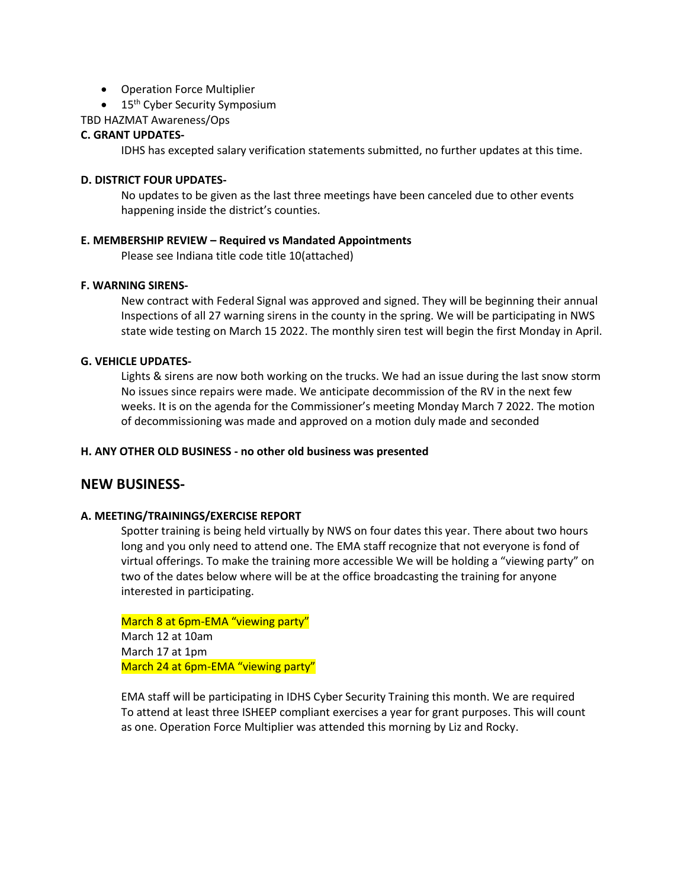- Operation Force Multiplier
- 15th Cyber Security Symposium

TBD HAZMAT Awareness/Ops

**C. GRANT UPDATES-**

IDHS has excepted salary verification statements submitted, no further updates at this time.

**D. DISTRICT FOUR UPDATES-**

No updates to be given as the last three meetings have been canceled due to other events happening inside the district's counties.

**E. MEMBERSHIP REVIEW – Required vs Mandated Appointments**

Please see Indiana title code title 10(attached)

**F. WARNING SIRENS-**

New contract with Federal Signal was approved and signed. They will be beginning their annual Inspections of all 27 warning sirens in the county in the spring. We will be participating in NWS state wide testing on March 15 2022. The monthly siren test will begin the first Monday in April.

**G. VEHICLE UPDATES-**

Lights & sirens are now both working on the trucks. We had an issue during the last snow storm No issues since repairs were made. We anticipate decommission of the RV in the next few weeks. It is on the agenda for the Commissioner's meeting Monday March 7 2022. The motion of decommissioning was made and approved on a motion duly made and seconded

**H. ANY OTHER OLD BUSINESS - no other old business was presented**

## NEW BUSINESS-

**A. MEETING/TRAININGS/EXERCISE REPORT**

Spotter training is being held virtually by NWS on four dates this year. There about two hours long and you only need to attend one. The EMA staff recognize that not everyone is fond of virtual offerings. To make the training more accessible We will be holding a "viewing party" on two of the dates below where will be at the office broadcasting the training for anyone interested in participating.

March 8 at 6pm-EMA "viewing party"
March 12 at 10am
March 17 at 1pm
March 24 at 6pm-EMA "viewing party"

EMA staff will be participating in IDHS Cyber Security Training this month. We are required To attend at least three ISHEEP compliant exercises a year for grant purposes. This will count as one. Operation Force Multiplier was attended this morning by Liz and Rocky.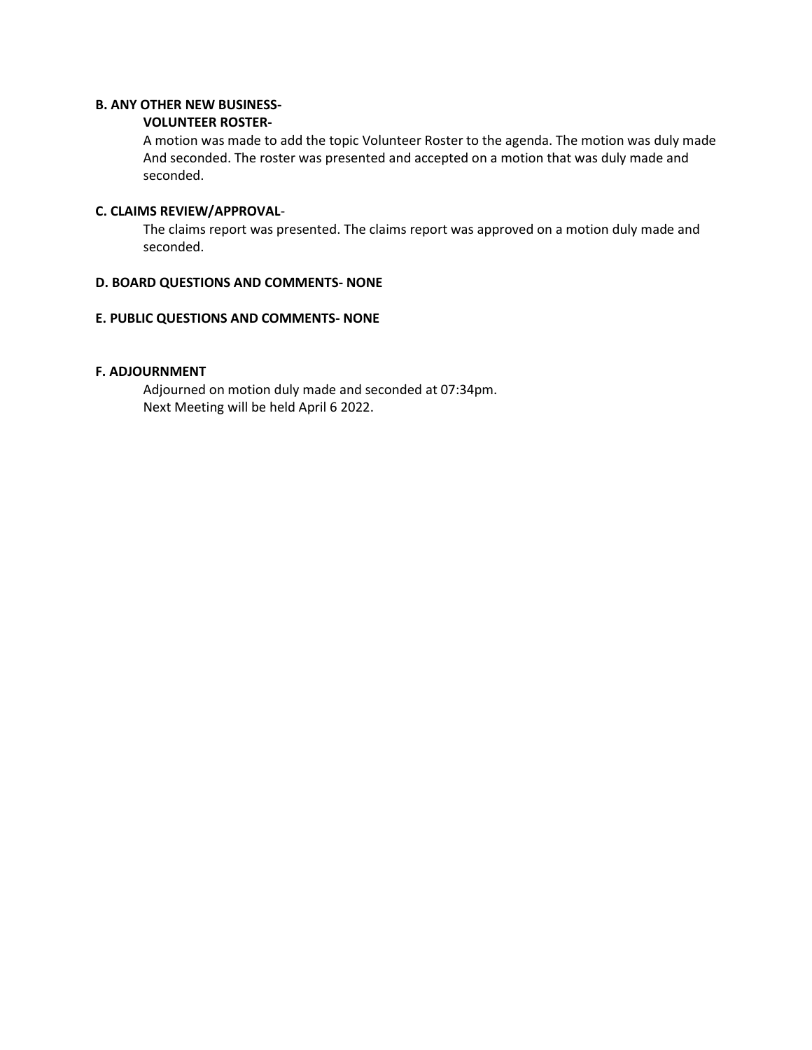**B. ANY OTHER NEW BUSINESS-**

**VOLUNTEER ROSTER-**

A motion was made to add the topic Volunteer Roster to the agenda. The motion was duly made And seconded. The roster was presented and accepted on a motion that was duly made and seconded.

**C. CLAIMS REVIEW/APPROVAL**-

The claims report was presented. The claims report was approved on a motion duly made and seconded.

**D. BOARD QUESTIONS AND COMMENTS- NONE**

**E. PUBLIC QUESTIONS AND COMMENTS- NONE**

**F. ADJOURNMENT**

Adjourned on motion duly made and seconded at 07:34pm.
Next Meeting will be held April 6 2022.